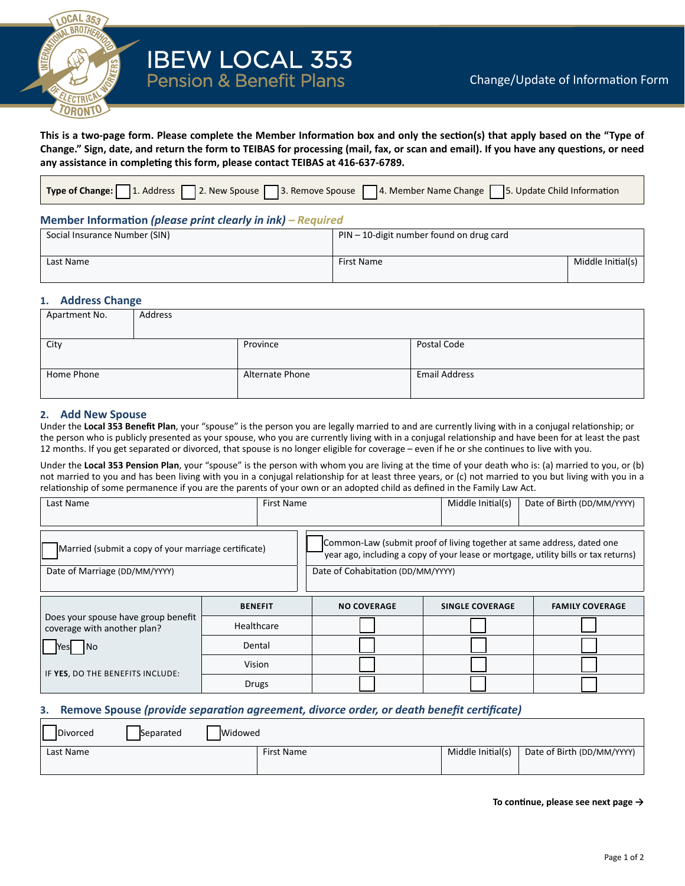# IBEW LOCAL 353
## Pension & Benefit Plans

Change/Update of Information Form

**This is a two-page form. Please complete the Member Information box and only the section(s) that apply based on the "Type of Change." Sign, date, and return the form to TEIBAS for processing (mail, fax, or scan and email). If you have any questions, or need any assistance in completing this form, please contact TEIBAS at 416-637-6789.**

**Type of Change:** ☐ 1. Address ☐ 2. New Spouse ☐ 3. Remove Spouse ☐ 4. Member Name Change ☐ 5. Update Child Information

### Member Information *(please print clearly in ink) – Required*

| Social Insurance Number (SIN) | PIN – 10-digit number found on drug card | |
|---|---|---|
| Last Name | First Name | Middle Initial(s) |

### 1. Address Change

| Apartment No. | Address | |
|---|---|---|
| City | Province | Postal Code |
| Home Phone | Alternate Phone | Email Address |

### 2. Add New Spouse

Under the **Local 353 Benefit Plan**, your "spouse" is the person you are legally married to and are currently living with in a conjugal relationship; or the person who is publicly presented as your spouse, who you are currently living with in a conjugal relationship and have been for at least the past 12 months. If you get separated or divorced, that spouse is no longer eligible for coverage – even if he or she continues to live with you.

Under the **Local 353 Pension Plan**, your "spouse" is the person with whom you are living at the time of your death who is: (a) married to you, or (b) not married to you and has been living with you in a conjugal relationship for at least three years, or (c) not married to you but living with you in a relationship of some permanence if you are the parents of your own or an adopted child as defined in the Family Law Act.

| Last Name | First Name | Middle Initial(s) | Date of Birth (DD/MM/YYYY) |
|---|---|---|---|

| ☐ Married (submit a copy of your marriage certificate) | ☐ Common-Law (submit proof of living together at same address, dated one year ago, including a copy of your lease or mortgage, utility bills or tax returns) |
|---|---|
| Date of Marriage (DD/MM/YYYY) | Date of Cohabitation (DD/MM/YYYY) |

| Does your spouse have group benefit coverage with another plan? ☐ Yes ☐ No — IF **YES**, DO THE BENEFITS INCLUDE: | BENEFIT | NO COVERAGE | SINGLE COVERAGE | FAMILY COVERAGE |
|---|---|---|---|---|
| | Healthcare | ☐ | ☐ | ☐ |
| | Dental | ☐ | ☐ | ☐ |
| | Vision | ☐ | ☐ | ☐ |
| | Drugs | ☐ | ☐ | ☐ |

### 3. Remove Spouse *(provide separation agreement, divorce order, or death benefit certificate)*

☐ Divorced ☐ Separated ☐ Widowed

| Last Name | First Name | Middle Initial(s) | Date of Birth (DD/MM/YYYY) |
|---|---|---|---|

**To continue, please see next page →**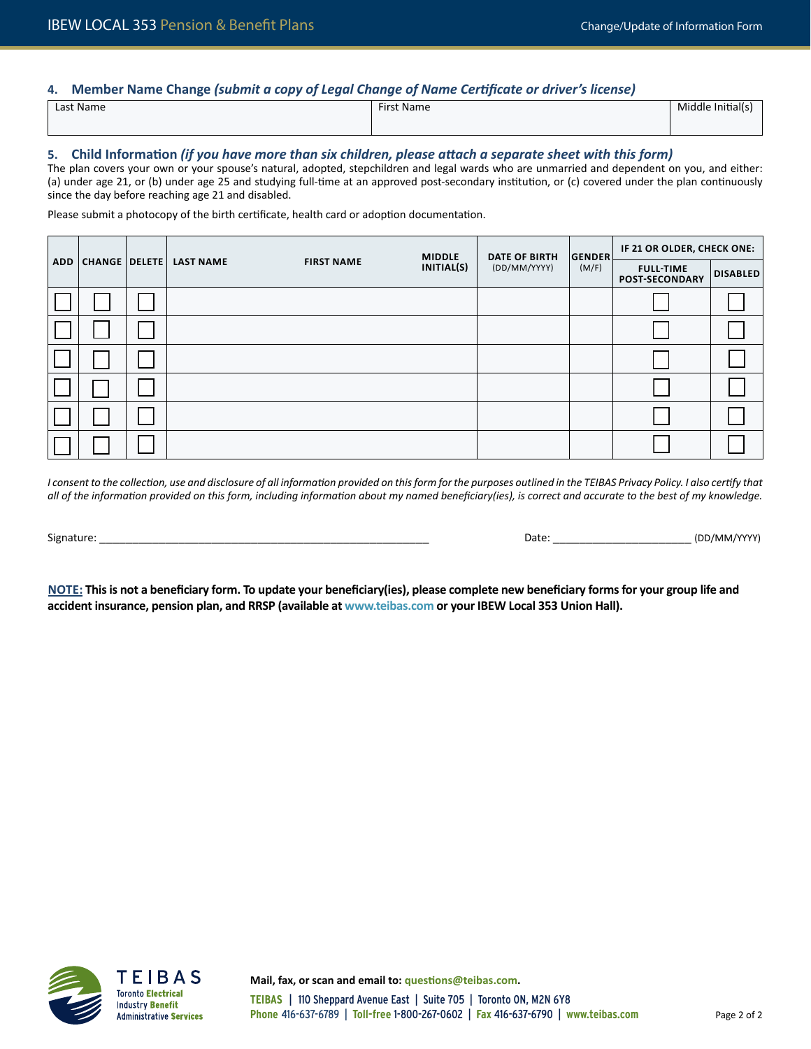#### 4. Member Name Change *(submit a copy of Legal Change of Name Certificate or driver's license)*

| Last Name | First Name | Middle Initial(s) |
|---|---|---|
| | | |

#### 5. Child Information *(if you have more than six children, please attach a separate sheet with this form)*

The plan covers your own or your spouse's natural, adopted, stepchildren and legal wards who are unmarried and dependent on you, and either: (a) under age 21, or (b) under age 25 and studying full-time at an approved post-secondary institution, or (c) covered under the plan continuously since the day before reaching age 21 and disabled.

Please submit a photocopy of the birth certificate, health card or adoption documentation.

| ADD | CHANGE | DELETE | LAST NAME | FIRST NAME | MIDDLE INITIAL(S) | DATE OF BIRTH (DD/MM/YYYY) | GENDER (M/F) | IF 21 OR OLDER, CHECK ONE: | |
|---|---|---|---|---|---|---|---|---|---|
| | | | | | | | | FULL-TIME POST-SECONDARY | DISABLED |
| ☐ | ☐ | ☐ | | | | | | ☐ | ☐ |
| ☐ | ☐ | ☐ | | | | | | ☐ | ☐ |
| ☐ | ☐ | ☐ | | | | | | ☐ | ☐ |
| ☐ | ☐ | ☐ | | | | | | ☐ | ☐ |
| ☐ | ☐ | ☐ | | | | | | ☐ | ☐ |
| ☐ | ☐ | ☐ | | | | | | ☐ | ☐ |

*I consent to the collection, use and disclosure of all information provided on this form for the purposes outlined in the TEIBAS Privacy Policy. I also certify that all of the information provided on this form, including information about my named beneficiary(ies), is correct and accurate to the best of my knowledge.*

Signature: ___________________________________________________________ Date: _______________________ (DD/MM/YYYY)

**NOTE: This is not a beneficiary form. To update your beneficiary(ies), please complete new beneficiary forms for your group life and accident insurance, pension plan, and RRSP (available at www.teibas.com or your IBEW Local 353 Union Hall).**

TEIBAS
Toronto Electrical Industry Benefit Administrative Services

**Mail, fax, or scan and email to: questions@teibas.com.**

TEIBAS | 110 Sheppard Avenue East | Suite 705 | Toronto ON, M2N 6Y8
Phone 416-637-6789 | Toll-free 1-800-267-0602 | Fax 416-637-6790 | www.teibas.com